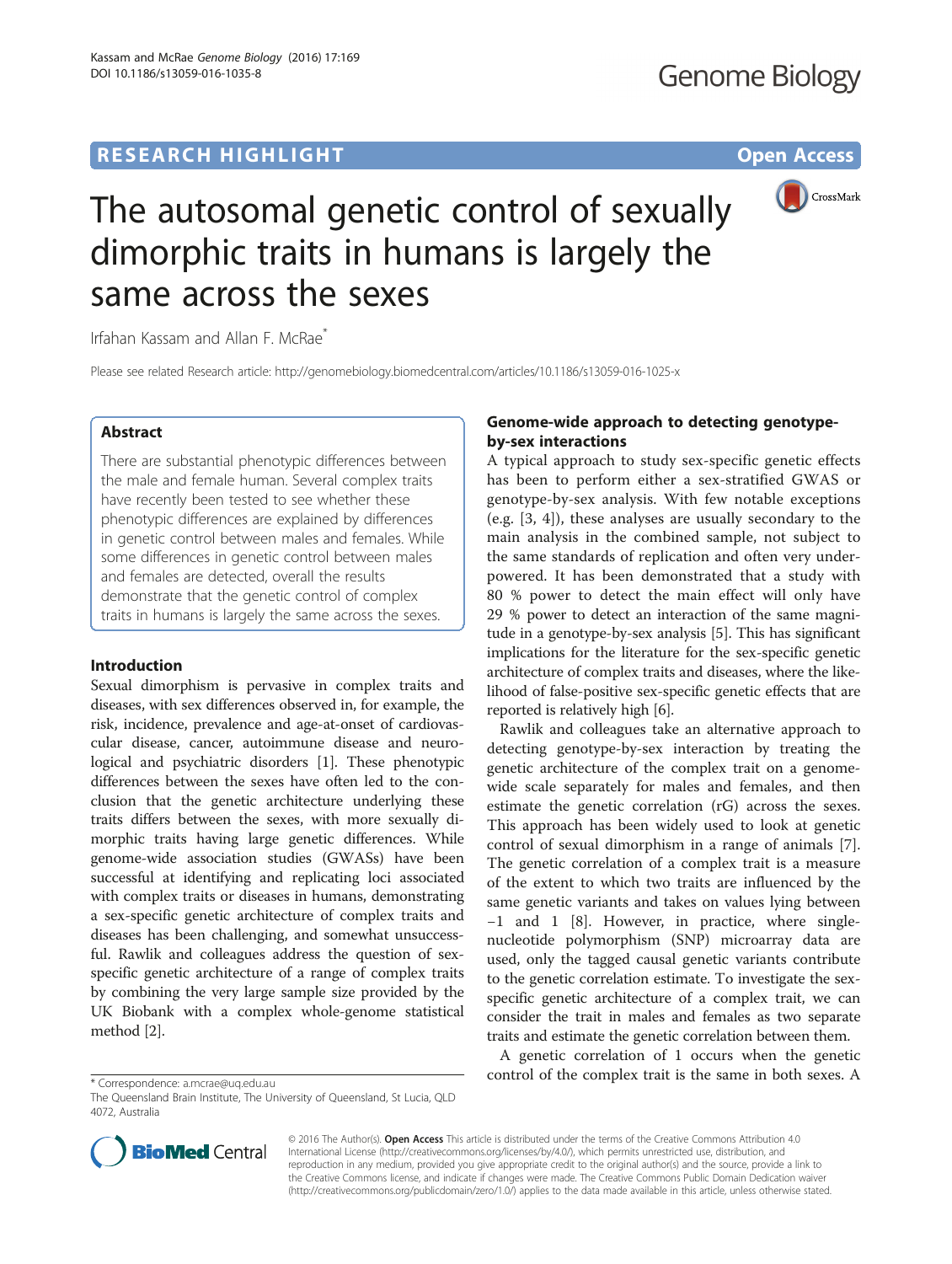RESEARCH HIGHLIGHT

Open Access

# The autosomal genetic control of sexually dimorphic traits in humans is largely the same across the sexes

Irfahan Kassam and Allan F. McRae*

Please see related Research article: http://genomebiology.biomedcentral.com/articles/10.1186/s13059-016-1025-x

## Abstract

There are substantial phenotypic differences between the male and female human. Several complex traits have recently been tested to see whether these phenotypic differences are explained by differences in genetic control between males and females. While some differences in genetic control between males and females are detected, overall the results demonstrate that the genetic control of complex traits in humans is largely the same across the sexes.

## Introduction

Sexual dimorphism is pervasive in complex traits and diseases, with sex differences observed in, for example, the risk, incidence, prevalence and age-at-onset of cardiovascular disease, cancer, autoimmune disease and neurological and psychiatric disorders [1]. These phenotypic differences between the sexes have often led to the conclusion that the genetic architecture underlying these traits differs between the sexes, with more sexually dimorphic traits having large genetic differences. While genome-wide association studies (GWASs) have been successful at identifying and replicating loci associated with complex traits or diseases in humans, demonstrating a sex-specific genetic architecture of complex traits and diseases has been challenging, and somewhat unsuccessful. Rawlik and colleagues address the question of sex-specific genetic architecture of a range of complex traits by combining the very large sample size provided by the UK Biobank with a complex whole-genome statistical method [2].

## Genome-wide approach to detecting genotype-by-sex interactions

A typical approach to study sex-specific genetic effects has been to perform either a sex-stratified GWAS or genotype-by-sex analysis. With few notable exceptions (e.g. [3, 4]), these analyses are usually secondary to the main analysis in the combined sample, not subject to the same standards of replication and often very underpowered. It has been demonstrated that a study with 80 % power to detect the main effect will only have 29 % power to detect an interaction of the same magnitude in a genotype-by-sex analysis [5]. This has significant implications for the literature for the sex-specific genetic architecture of complex traits and diseases, where the likelihood of false-positive sex-specific genetic effects that are reported is relatively high [6].

Rawlik and colleagues take an alternative approach to detecting genotype-by-sex interaction by treating the genetic architecture of the complex trait on a genome-wide scale separately for males and females, and then estimate the genetic correlation (rG) across the sexes. This approach has been widely used to look at genetic control of sexual dimorphism in a range of animals [7]. The genetic correlation of a complex trait is a measure of the extent to which two traits are influenced by the same genetic variants and takes on values lying between −1 and 1 [8]. However, in practice, where single-nucleotide polymorphism (SNP) microarray data are used, only the tagged causal genetic variants contribute to the genetic correlation estimate. To investigate the sex-specific genetic architecture of a complex trait, we can consider the trait in males and females as two separate traits and estimate the genetic correlation between them.

A genetic correlation of 1 occurs when the genetic control of the complex trait is the same in both sexes. A

\* Correspondence: a.mcrae@uq.edu.au

The Queensland Brain Institute, The University of Queensland, St Lucia, QLD 4072, Australia

© 2016 The Author(s). **Open Access** This article is distributed under the terms of the Creative Commons Attribution 4.0 International License (http://creativecommons.org/licenses/by/4.0/), which permits unrestricted use, distribution, and reproduction in any medium, provided you give appropriate credit to the original author(s) and the source, provide a link to the Creative Commons license, and indicate if changes were made. The Creative Commons Public Domain Dedication waiver (http://creativecommons.org/publicdomain/zero/1.0/) applies to the data made available in this article, unless otherwise stated.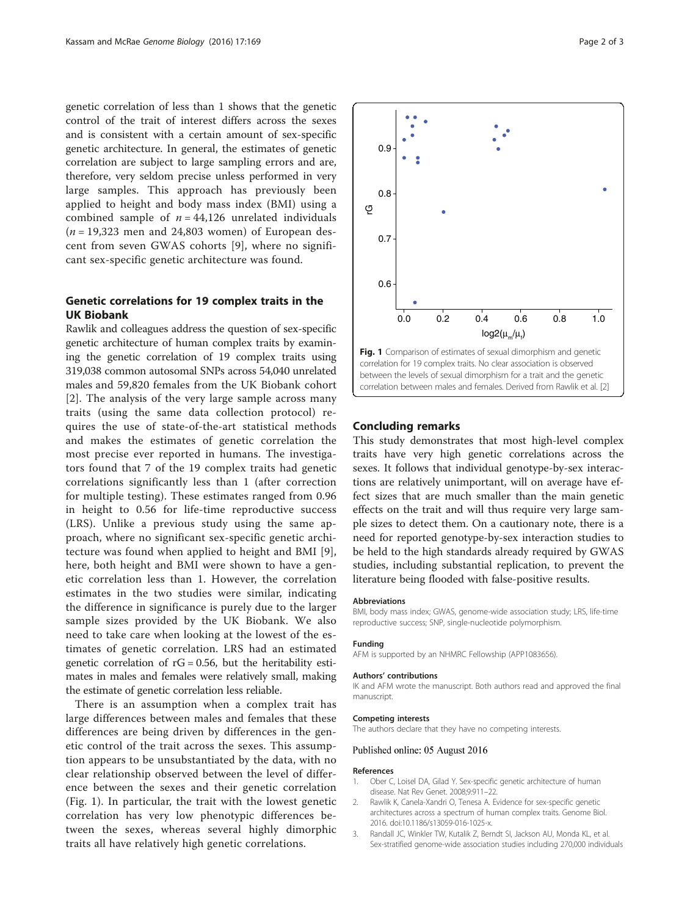genetic correlation of less than 1 shows that the genetic control of the trait of interest differs across the sexes and is consistent with a certain amount of sex-specific genetic architecture. In general, the estimates of genetic correlation are subject to large sampling errors and are, therefore, very seldom precise unless performed in very large samples. This approach has previously been applied to height and body mass index (BMI) using a combined sample of $n = 44,126$ unrelated individuals ($n = 19,323$ men and 24,803 women) of European descent from seven GWAS cohorts [9], where no significant sex-specific genetic architecture was found.

## Genetic correlations for 19 complex traits in the UK Biobank

Rawlik and colleagues address the question of sex-specific genetic architecture of human complex traits by examining the genetic correlation of 19 complex traits using 319,038 common autosomal SNPs across 54,040 unrelated males and 59,820 females from the UK Biobank cohort [2]. The analysis of the very large sample across many traits (using the same data collection protocol) requires the use of state-of-the-art statistical methods and makes the estimates of genetic correlation the most precise ever reported in humans. The investigators found that 7 of the 19 complex traits had genetic correlations significantly less than 1 (after correction for multiple testing). These estimates ranged from 0.96 in height to 0.56 for life-time reproductive success (LRS). Unlike a previous study using the same approach, where no significant sex-specific genetic architecture was found when applied to height and BMI [9], here, both height and BMI were shown to have a genetic correlation less than 1. However, the correlation estimates in the two studies were similar, indicating the difference in significance is purely due to the larger sample sizes provided by the UK Biobank. We also need to take care when looking at the lowest of the estimates of genetic correlation. LRS had an estimated genetic correlation of $rG = 0.56$, but the heritability estimates in males and females were relatively small, making the estimate of genetic correlation less reliable.

There is an assumption when a complex trait has large differences between males and females that these differences are being driven by differences in the genetic control of the trait across the sexes. This assumption appears to be unsubstantiated by the data, with no clear relationship observed between the level of difference between the sexes and their genetic correlation (Fig. 1). In particular, the trait with the lowest genetic correlation has very low phenotypic differences between the sexes, whereas several highly dimorphic traits all have relatively high genetic correlations.

rG
0.9
0.8
0.7
0.6
0.0 0.2 0.4 0.6 0.8 1.0
$\log2(\mu_m/\mu_f)$

**Fig. 1** Comparison of estimates of sexual dimorphism and genetic correlation for 19 complex traits. No clear association is observed between the levels of sexual dimorphism for a trait and the genetic correlation between males and females. Derived from Rawlik et al. [2]

## Concluding remarks

This study demonstrates that most high-level complex traits have very high genetic correlations across the sexes. It follows that individual genotype-by-sex interactions are relatively unimportant, will on average have effect sizes that are much smaller than the main genetic effects on the trait and will thus require very large sample sizes to detect them. On a cautionary note, there is a need for reported genotype-by-sex interaction studies to be held to the high standards already required by GWAS studies, including substantial replication, to prevent the literature being flooded with false-positive results.

#### Abbreviations

BMI, body mass index; GWAS, genome-wide association study; LRS, life-time reproductive success; SNP, single-nucleotide polymorphism.

#### Funding

AFM is supported by an NHMRC Fellowship (APP1083656).

#### Authors' contributions

IK and AFM wrote the manuscript. Both authors read and approved the final manuscript.

#### Competing interests

The authors declare that they have no competing interests.

Published online: 05 August 2016

#### References

1. Ober C, Loisel DA, Gilad Y. Sex-specific genetic architecture of human disease. Nat Rev Genet. 2008;9:911–22.
2. Rawlik K, Canela-Xandri O, Tenesa A. Evidence for sex-specific genetic architectures across a spectrum of human complex traits. Genome Biol. 2016. doi:10.1186/s13059-016-1025-x.
3. Randall JC, Winkler TW, Kutalik Z, Berndt SI, Jackson AU, Monda KL, et al. Sex-stratified genome-wide association studies including 270,000 individuals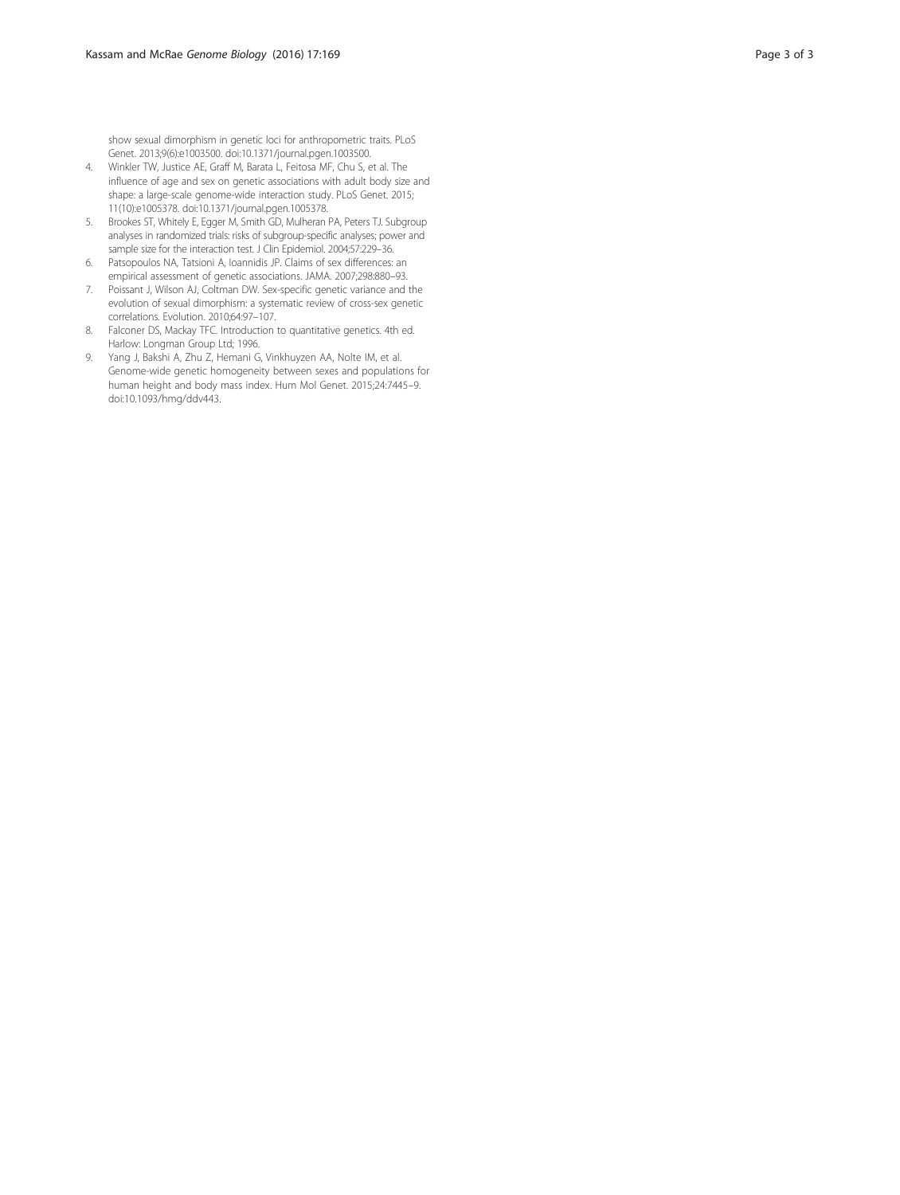show sexual dimorphism in genetic loci for anthropometric traits. PLoS Genet. 2013;9(6):e1003500. doi:10.1371/journal.pgen.1003500.

4. Winkler TW, Justice AE, Graff M, Barata L, Feitosa MF, Chu S, et al. The influence of age and sex on genetic associations with adult body size and shape: a large-scale genome-wide interaction study. PLoS Genet. 2015; 11(10):e1005378. doi:10.1371/journal.pgen.1005378.
5. Brookes ST, Whitely E, Egger M, Smith GD, Mulheran PA, Peters TJ. Subgroup analyses in randomized trials: risks of subgroup-specific analyses; power and sample size for the interaction test. J Clin Epidemiol. 2004;57:229–36.
6. Patsopoulos NA, Tatsioni A, Ioannidis JP. Claims of sex differences: an empirical assessment of genetic associations. JAMA. 2007;298:880–93.
7. Poissant J, Wilson AJ, Coltman DW. Sex-specific genetic variance and the evolution of sexual dimorphism: a systematic review of cross-sex genetic correlations. Evolution. 2010;64:97–107.
8. Falconer DS, Mackay TFC. Introduction to quantitative genetics. 4th ed. Harlow: Longman Group Ltd; 1996.
9. Yang J, Bakshi A, Zhu Z, Hemani G, Vinkhuyzen AA, Nolte IM, et al. Genome-wide genetic homogeneity between sexes and populations for human height and body mass index. Hum Mol Genet. 2015;24:7445–9. doi:10.1093/hmg/ddv443.